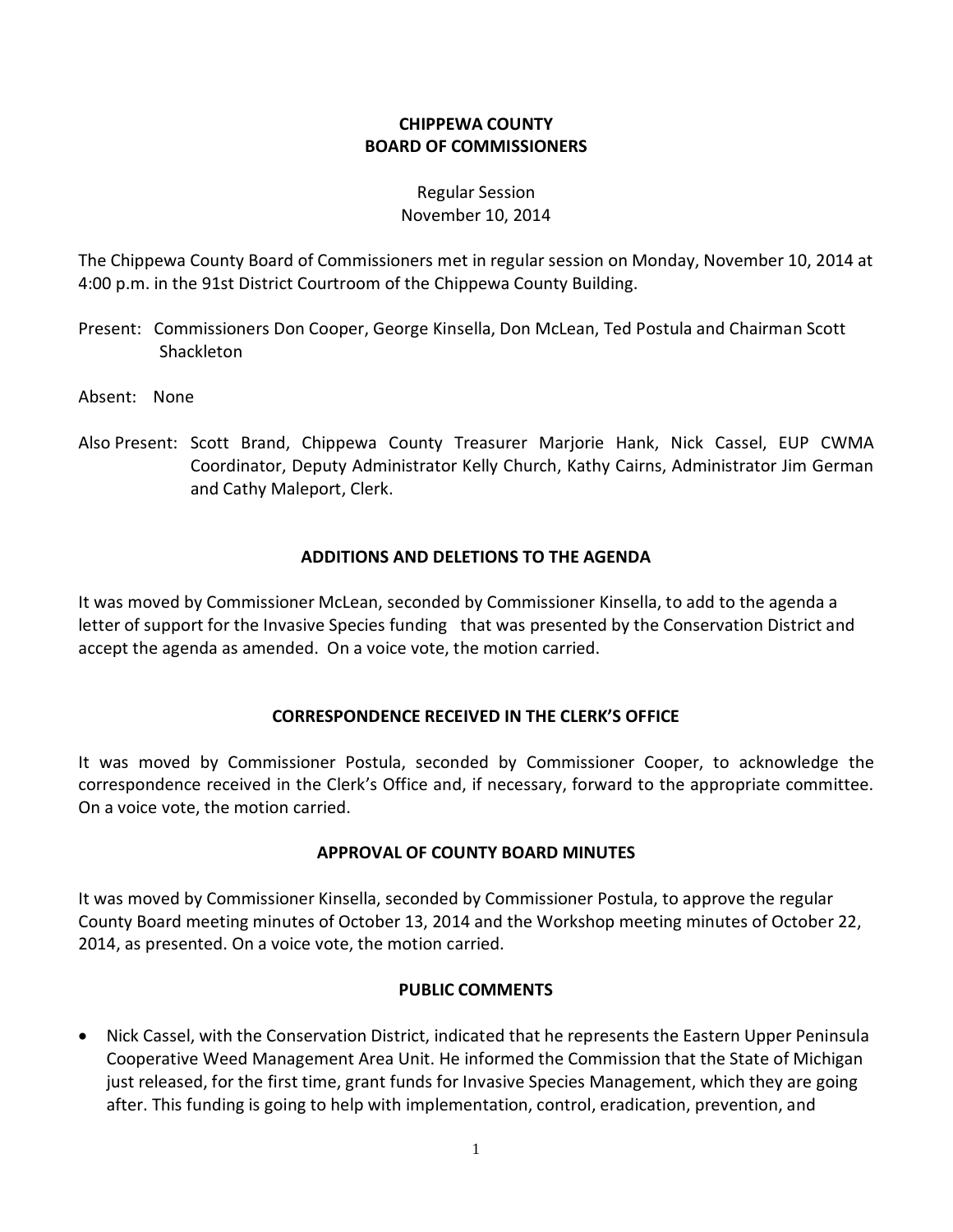# CHIPPEWA COUNTY
# BOARD OF COMMISSIONERS

Regular Session
November 10, 2014

The Chippewa County Board of Commissioners met in regular session on Monday, November 10, 2014 at 4:00 p.m. in the 91st District Courtroom of the Chippewa County Building.

Present: Commissioners Don Cooper, George Kinsella, Don McLean, Ted Postula and Chairman Scott Shackleton

Absent: None

Also Present: Scott Brand, Chippewa County Treasurer Marjorie Hank, Nick Cassel, EUP CWMA Coordinator, Deputy Administrator Kelly Church, Kathy Cairns, Administrator Jim German and Cathy Maleport, Clerk.

## ADDITIONS AND DELETIONS TO THE AGENDA

It was moved by Commissioner McLean, seconded by Commissioner Kinsella, to add to the agenda a letter of support for the Invasive Species funding that was presented by the Conservation District and accept the agenda as amended. On a voice vote, the motion carried.

## CORRESPONDENCE RECEIVED IN THE CLERK'S OFFICE

It was moved by Commissioner Postula, seconded by Commissioner Cooper, to acknowledge the correspondence received in the Clerk's Office and, if necessary, forward to the appropriate committee. On a voice vote, the motion carried.

## APPROVAL OF COUNTY BOARD MINUTES

It was moved by Commissioner Kinsella, seconded by Commissioner Postula, to approve the regular County Board meeting minutes of October 13, 2014 and the Workshop meeting minutes of October 22, 2014, as presented. On a voice vote, the motion carried.

## PUBLIC COMMENTS

- Nick Cassel, with the Conservation District, indicated that he represents the Eastern Upper Peninsula Cooperative Weed Management Area Unit. He informed the Commission that the State of Michigan just released, for the first time, grant funds for Invasive Species Management, which they are going after. This funding is going to help with implementation, control, eradication, prevention, and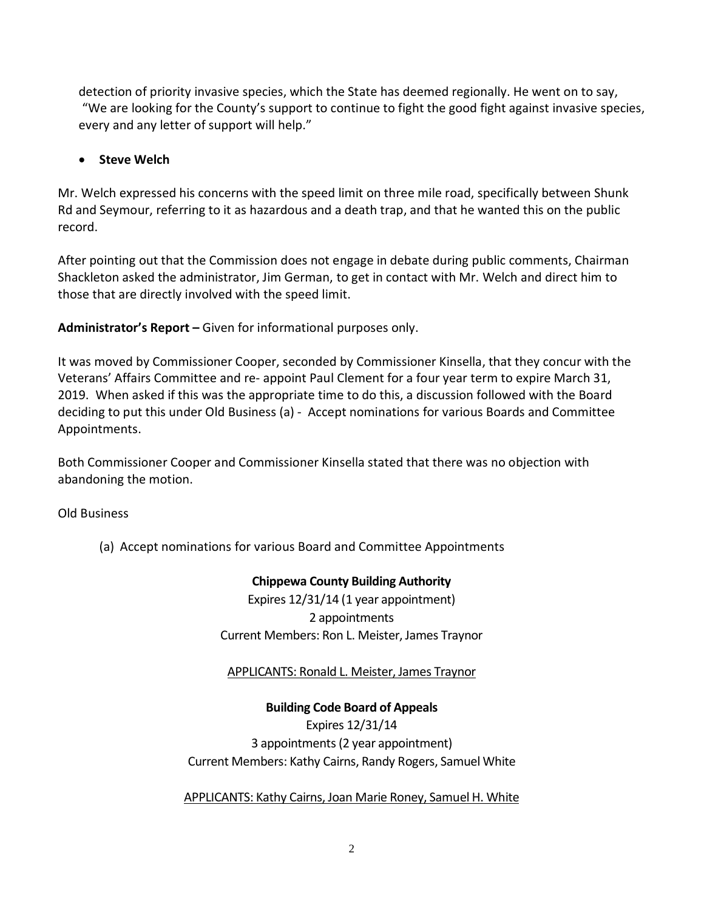detection of priority invasive species, which the State has deemed regionally. He went on to say, "We are looking for the County's support to continue to fight the good fight against invasive species, every and any letter of support will help."

- **Steve Welch**

Mr. Welch expressed his concerns with the speed limit on three mile road, specifically between Shunk Rd and Seymour, referring to it as hazardous and a death trap, and that he wanted this on the public record.

After pointing out that the Commission does not engage in debate during public comments, Chairman Shackleton asked the administrator, Jim German, to get in contact with Mr. Welch and direct him to those that are directly involved with the speed limit.

**Administrator's Report –** Given for informational purposes only.

It was moved by Commissioner Cooper, seconded by Commissioner Kinsella, that they concur with the Veterans' Affairs Committee and re- appoint Paul Clement for a four year term to expire March 31, 2019. When asked if this was the appropriate time to do this, a discussion followed with the Board deciding to put this under Old Business (a) - Accept nominations for various Boards and Committee Appointments.

Both Commissioner Cooper and Commissioner Kinsella stated that there was no objection with abandoning the motion.

Old Business

(a) Accept nominations for various Board and Committee Appointments

**Chippewa County Building Authority**

Expires 12/31/14 (1 year appointment)
2 appointments
Current Members: Ron L. Meister, James Traynor

<u>APPLICANTS: Ronald L. Meister, James Traynor</u>

**Building Code Board of Appeals**

Expires 12/31/14
3 appointments (2 year appointment)
Current Members: Kathy Cairns, Randy Rogers, Samuel White

<u>APPLICANTS: Kathy Cairns, Joan Marie Roney, Samuel H. White</u>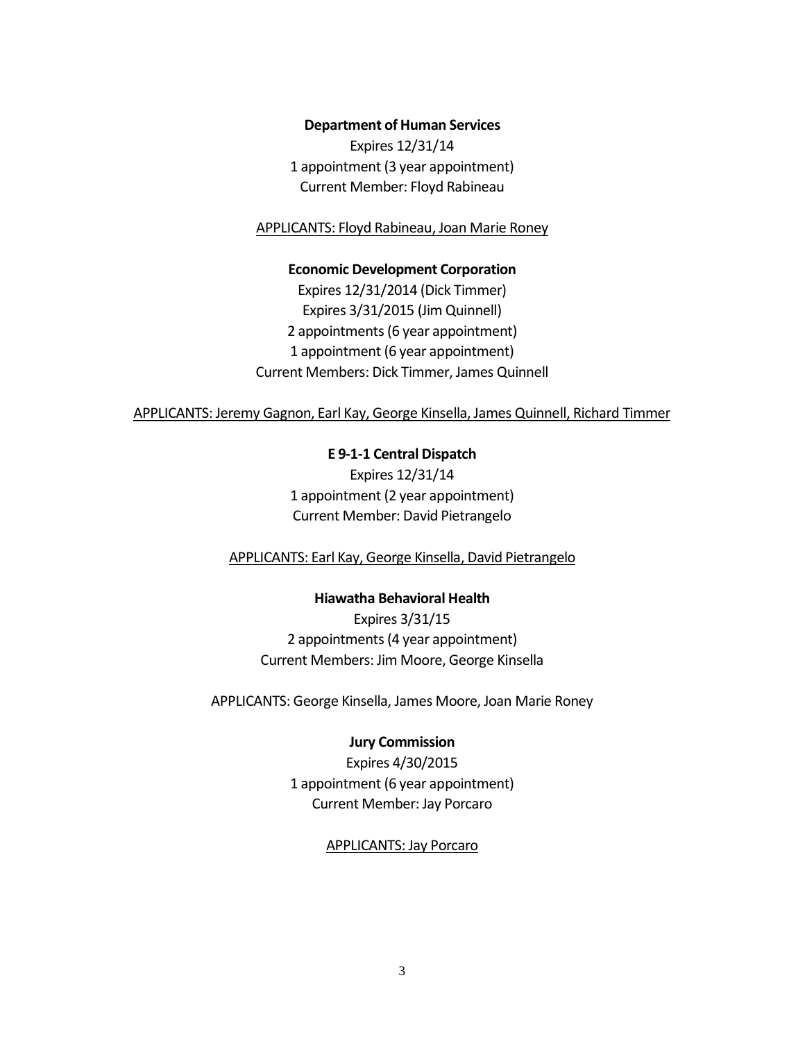**Department of Human Services**

Expires 12/31/14

1 appointment (3 year appointment)

Current Member: Floyd Rabineau

<u>APPLICANTS: Floyd Rabineau, Joan Marie Roney</u>

**Economic Development Corporation**

Expires 12/31/2014 (Dick Timmer)

Expires 3/31/2015 (Jim Quinnell)

2 appointments (6 year appointment)

1 appointment (6 year appointment)

Current Members: Dick Timmer, James Quinnell

<u>APPLICANTS: Jeremy Gagnon, Earl Kay, George Kinsella, James Quinnell, Richard Timmer</u>

**E 9-1-1 Central Dispatch**

Expires 12/31/14

1 appointment (2 year appointment)

Current Member: David Pietrangelo

<u>APPLICANTS: Earl Kay, George Kinsella, David Pietrangelo</u>

**Hiawatha Behavioral Health**

Expires 3/31/15

2 appointments (4 year appointment)

Current Members: Jim Moore, George Kinsella

APPLICANTS: George Kinsella, James Moore, Joan Marie Roney

**Jury Commission**

Expires 4/30/2015

1 appointment (6 year appointment)

Current Member: Jay Porcaro

<u>APPLICANTS: Jay Porcaro</u>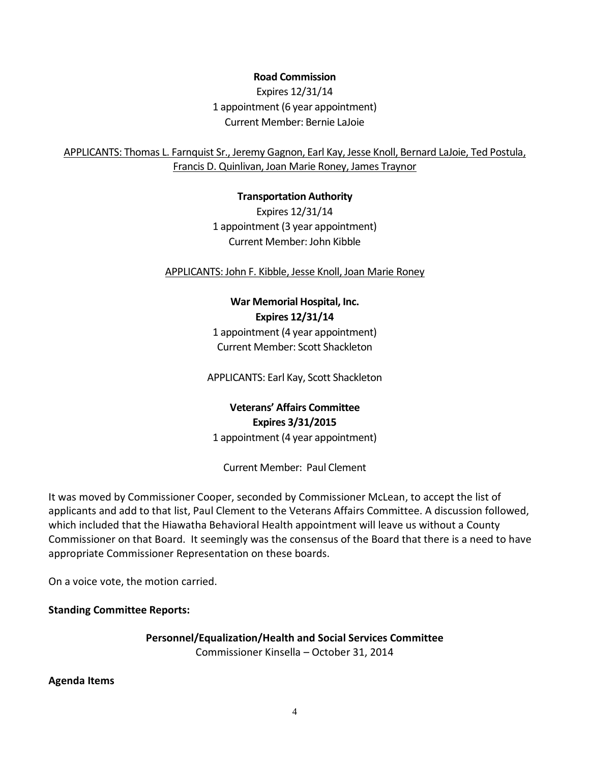**Road Commission**

Expires 12/31/14

1 appointment (6 year appointment)

Current Member: Bernie LaJoie

APPLICANTS: Thomas L. Farnquist Sr., Jeremy Gagnon, Earl Kay, Jesse Knoll, Bernard LaJoie, Ted Postula, Francis D. Quinlivan, Joan Marie Roney, James Traynor

**Transportation Authority**

Expires 12/31/14

1 appointment (3 year appointment)

Current Member: John Kibble

APPLICANTS: John F. Kibble, Jesse Knoll, Joan Marie Roney

**War Memorial Hospital, Inc.**

**Expires 12/31/14**

1 appointment (4 year appointment)

Current Member: Scott Shackleton

APPLICANTS: Earl Kay, Scott Shackleton

**Veterans' Affairs Committee**

**Expires 3/31/2015**

1 appointment (4 year appointment)

Current Member: Paul Clement

It was moved by Commissioner Cooper, seconded by Commissioner McLean, to accept the list of applicants and add to that list, Paul Clement to the Veterans Affairs Committee. A discussion followed, which included that the Hiawatha Behavioral Health appointment will leave us without a County Commissioner on that Board. It seemingly was the consensus of the Board that there is a need to have appropriate Commissioner Representation on these boards.

On a voice vote, the motion carried.

**Standing Committee Reports:**

**Personnel/Equalization/Health and Social Services Committee**

Commissioner Kinsella – October 31, 2014

**Agenda Items**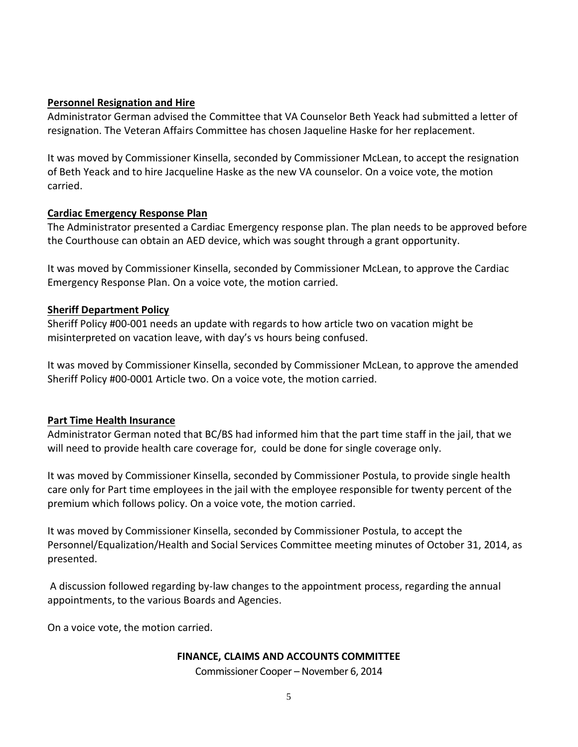**Personnel Resignation and Hire**

Administrator German advised the Committee that VA Counselor Beth Yeack had submitted a letter of resignation. The Veteran Affairs Committee has chosen Jaqueline Haske for her replacement.

It was moved by Commissioner Kinsella, seconded by Commissioner McLean, to accept the resignation of Beth Yeack and to hire Jacqueline Haske as the new VA counselor. On a voice vote, the motion carried.

**Cardiac Emergency Response Plan**

The Administrator presented a Cardiac Emergency response plan. The plan needs to be approved before the Courthouse can obtain an AED device, which was sought through a grant opportunity.

It was moved by Commissioner Kinsella, seconded by Commissioner McLean, to approve the Cardiac Emergency Response Plan. On a voice vote, the motion carried.

**Sheriff Department Policy**

Sheriff Policy #00-001 needs an update with regards to how article two on vacation might be misinterpreted on vacation leave, with day's vs hours being confused.

It was moved by Commissioner Kinsella, seconded by Commissioner McLean, to approve the amended Sheriff Policy #00-0001 Article two. On a voice vote, the motion carried.

**Part Time Health Insurance**

Administrator German noted that BC/BS had informed him that the part time staff in the jail, that we will need to provide health care coverage for, could be done for single coverage only.

It was moved by Commissioner Kinsella, seconded by Commissioner Postula, to provide single health care only for Part time employees in the jail with the employee responsible for twenty percent of the premium which follows policy. On a voice vote, the motion carried.

It was moved by Commissioner Kinsella, seconded by Commissioner Postula, to accept the Personnel/Equalization/Health and Social Services Committee meeting minutes of October 31, 2014, as presented.

A discussion followed regarding by-law changes to the appointment process, regarding the annual appointments, to the various Boards and Agencies.

On a voice vote, the motion carried.

**FINANCE, CLAIMS AND ACCOUNTS COMMITTEE**

Commissioner Cooper – November 6, 2014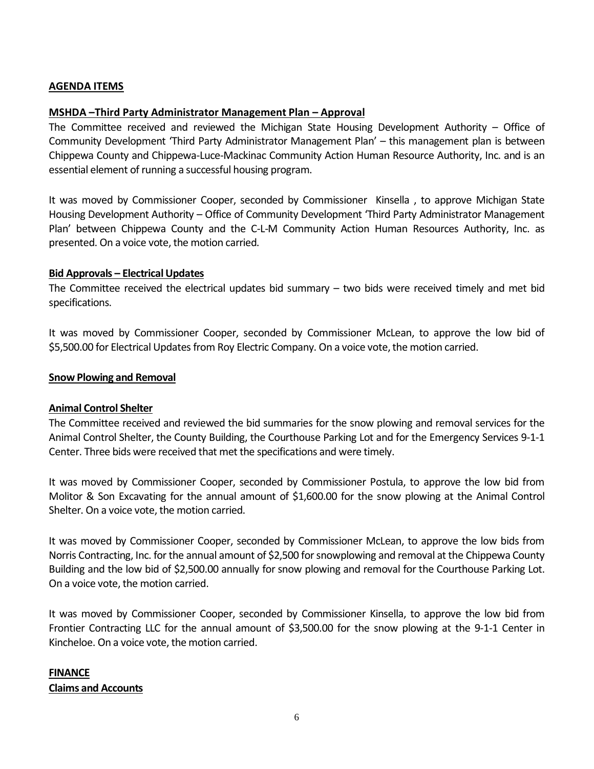**AGENDA ITEMS**

**MSHDA –Third Party Administrator Management Plan – Approval**

The Committee received and reviewed the Michigan State Housing Development Authority – Office of Community Development 'Third Party Administrator Management Plan' – this management plan is between Chippewa County and Chippewa-Luce-Mackinac Community Action Human Resource Authority, Inc. and is an essential element of running a successful housing program.

It was moved by Commissioner Cooper, seconded by Commissioner Kinsella , to approve Michigan State Housing Development Authority – Office of Community Development 'Third Party Administrator Management Plan' between Chippewa County and the C-L-M Community Action Human Resources Authority, Inc. as presented. On a voice vote, the motion carried.

**Bid Approvals – Electrical Updates**

The Committee received the electrical updates bid summary – two bids were received timely and met bid specifications.

It was moved by Commissioner Cooper, seconded by Commissioner McLean, to approve the low bid of $5,500.00 for Electrical Updates from Roy Electric Company. On a voice vote, the motion carried.

**Snow Plowing and Removal**

**Animal Control Shelter**

The Committee received and reviewed the bid summaries for the snow plowing and removal services for the Animal Control Shelter, the County Building, the Courthouse Parking Lot and for the Emergency Services 9-1-1 Center. Three bids were received that met the specifications and were timely.

It was moved by Commissioner Cooper, seconded by Commissioner Postula, to approve the low bid from Molitor & Son Excavating for the annual amount of $1,600.00 for the snow plowing at the Animal Control Shelter. On a voice vote, the motion carried.

It was moved by Commissioner Cooper, seconded by Commissioner McLean, to approve the low bids from Norris Contracting, Inc. for the annual amount of $2,500 for snowplowing and removal at the Chippewa County Building and the low bid of $2,500.00 annually for snow plowing and removal for the Courthouse Parking Lot. On a voice vote, the motion carried.

It was moved by Commissioner Cooper, seconded by Commissioner Kinsella, to approve the low bid from Frontier Contracting LLC for the annual amount of $3,500.00 for the snow plowing at the 9-1-1 Center in Kincheloe. On a voice vote, the motion carried.

**FINANCE**

**Claims and Accounts**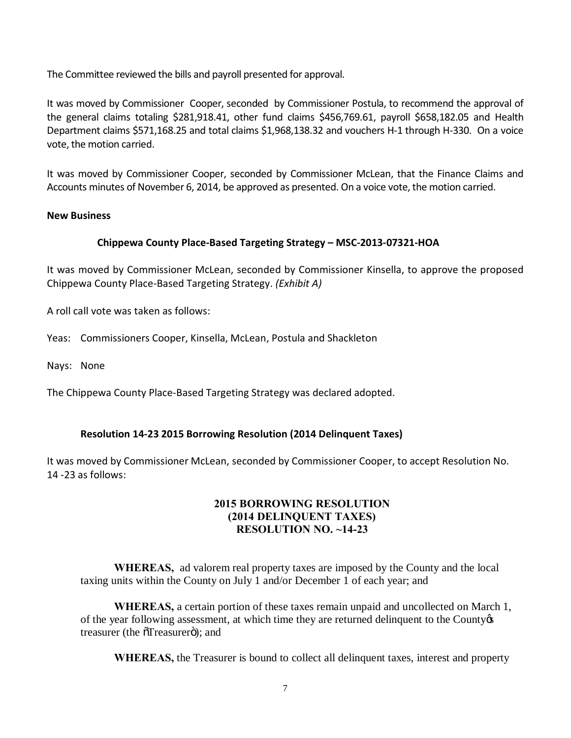The Committee reviewed the bills and payroll presented for approval.

It was moved by Commissioner Cooper, seconded by Commissioner Postula, to recommend the approval of the general claims totaling $281,918.41, other fund claims $456,769.61, payroll $658,182.05 and Health Department claims $571,168.25 and total claims $1,968,138.32 and vouchers H-1 through H-330. On a voice vote, the motion carried.

It was moved by Commissioner Cooper, seconded by Commissioner McLean, that the Finance Claims and Accounts minutes of November 6, 2014, be approved as presented. On a voice vote, the motion carried.

**New Business**

**Chippewa County Place-Based Targeting Strategy – MSC-2013-07321-HOA**

It was moved by Commissioner McLean, seconded by Commissioner Kinsella, to approve the proposed Chippewa County Place-Based Targeting Strategy. *(Exhibit A)*

A roll call vote was taken as follows:

Yeas: Commissioners Cooper, Kinsella, McLean, Postula and Shackleton

Nays: None

The Chippewa County Place-Based Targeting Strategy was declared adopted.

**Resolution 14-23 2015 Borrowing Resolution (2014 Delinquent Taxes)**

It was moved by Commissioner McLean, seconded by Commissioner Cooper, to accept Resolution No. 14 -23 as follows:

**2015 BORROWING RESOLUTION**
**(2014 DELINQUENT TAXES)**
**RESOLUTION NO. ~14-23**

**WHEREAS,** ad valorem real property taxes are imposed by the County and the local taxing units within the County on July 1 and/or December 1 of each year; and

**WHEREAS,** a certain portion of these taxes remain unpaid and uncollected on March 1, of the year following assessment, at which time they are returned delinquent to the County's treasurer (the "Treasurer"); and

**WHEREAS,** the Treasurer is bound to collect all delinquent taxes, interest and property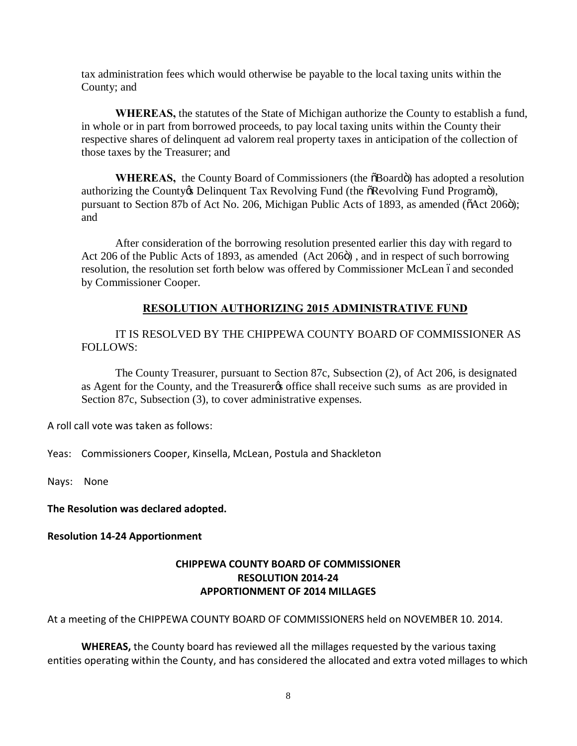tax administration fees which would otherwise be payable to the local taxing units within the County; and

**WHEREAS,** the statutes of the State of Michigan authorize the County to establish a fund, in whole or in part from borrowed proceeds, to pay local taxing units within the County their respective shares of delinquent ad valorem real property taxes in anticipation of the collection of those taxes by the Treasurer; and

**WHEREAS,** the County Board of Commissioners (the "Board") has adopted a resolution authorizing the County's Delinquent Tax Revolving Fund (the "Revolving Fund Program"), pursuant to Section 87b of Act No. 206, Michigan Public Acts of 1893, as amended ("Act 206"); and

After consideration of the borrowing resolution presented earlier this day with regard to Act 206 of the Public Acts of 1893, as amended (Act 206") , and in respect of such borrowing resolution, the resolution set forth below was offered by Commissioner McLean – and seconded by Commissioner Cooper.

**<u>RESOLUTION AUTHORIZING 2015 ADMINISTRATIVE FUND</u>**

IT IS RESOLVED BY THE CHIPPEWA COUNTY BOARD OF COMMISSIONER AS FOLLOWS:

The County Treasurer, pursuant to Section 87c, Subsection (2), of Act 206, is designated as Agent for the County, and the Treasurer's office shall receive such sums as are provided in Section 87c, Subsection (3), to cover administrative expenses.

A roll call vote was taken as follows:

Yeas: Commissioners Cooper, Kinsella, McLean, Postula and Shackleton

Nays: None

**The Resolution was declared adopted.**

**Resolution 14-24 Apportionment**

**CHIPPEWA COUNTY BOARD OF COMMISSIONER**
**RESOLUTION 2014-24**
**APPORTIONMENT OF 2014 MILLAGES**

At a meeting of the CHIPPEWA COUNTY BOARD OF COMMISSIONERS held on NOVEMBER 10. 2014.

**WHEREAS,** the County board has reviewed all the millages requested by the various taxing entities operating within the County, and has considered the allocated and extra voted millages to which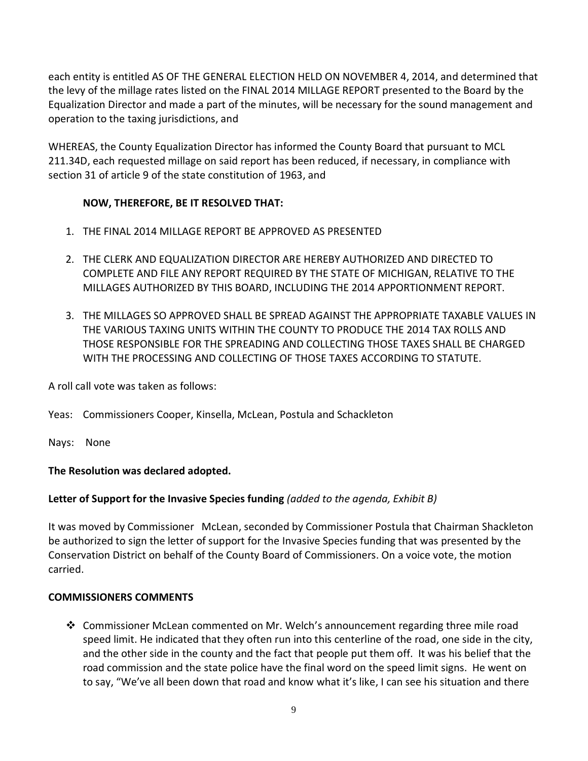each entity is entitled AS OF THE GENERAL ELECTION HELD ON NOVEMBER 4, 2014, and determined that the levy of the millage rates listed on the FINAL 2014 MILLAGE REPORT presented to the Board by the Equalization Director and made a part of the minutes, will be necessary for the sound management and operation to the taxing jurisdictions, and

WHEREAS, the County Equalization Director has informed the County Board that pursuant to MCL 211.34D, each requested millage on said report has been reduced, if necessary, in compliance with section 31 of article 9 of the state constitution of 1963, and

**NOW, THEREFORE, BE IT RESOLVED THAT:**

1. THE FINAL 2014 MILLAGE REPORT BE APPROVED AS PRESENTED
2. THE CLERK AND EQUALIZATION DIRECTOR ARE HEREBY AUTHORIZED AND DIRECTED TO COMPLETE AND FILE ANY REPORT REQUIRED BY THE STATE OF MICHIGAN, RELATIVE TO THE MILLAGES AUTHORIZED BY THIS BOARD, INCLUDING THE 2014 APPORTIONMENT REPORT.
3. THE MILLAGES SO APPROVED SHALL BE SPREAD AGAINST THE APPROPRIATE TAXABLE VALUES IN THE VARIOUS TAXING UNITS WITHIN THE COUNTY TO PRODUCE THE 2014 TAX ROLLS AND THOSE RESPONSIBLE FOR THE SPREADING AND COLLECTING THOSE TAXES SHALL BE CHARGED WITH THE PROCESSING AND COLLECTING OF THOSE TAXES ACCORDING TO STATUTE.

A roll call vote was taken as follows:

Yeas: Commissioners Cooper, Kinsella, McLean, Postula and Schackleton

Nays: None

**The Resolution was declared adopted.**

**Letter of Support for the Invasive Species funding** *(added to the agenda, Exhibit B)*

It was moved by Commissioner McLean, seconded by Commissioner Postula that Chairman Shackleton be authorized to sign the letter of support for the Invasive Species funding that was presented by the Conservation District on behalf of the County Board of Commissioners. On a voice vote, the motion carried.

**COMMISSIONERS COMMENTS**

- Commissioner McLean commented on Mr. Welch's announcement regarding three mile road speed limit. He indicated that they often run into this centerline of the road, one side in the city, and the other side in the county and the fact that people put them off. It was his belief that the road commission and the state police have the final word on the speed limit signs. He went on to say, "We've all been down that road and know what it's like, I can see his situation and there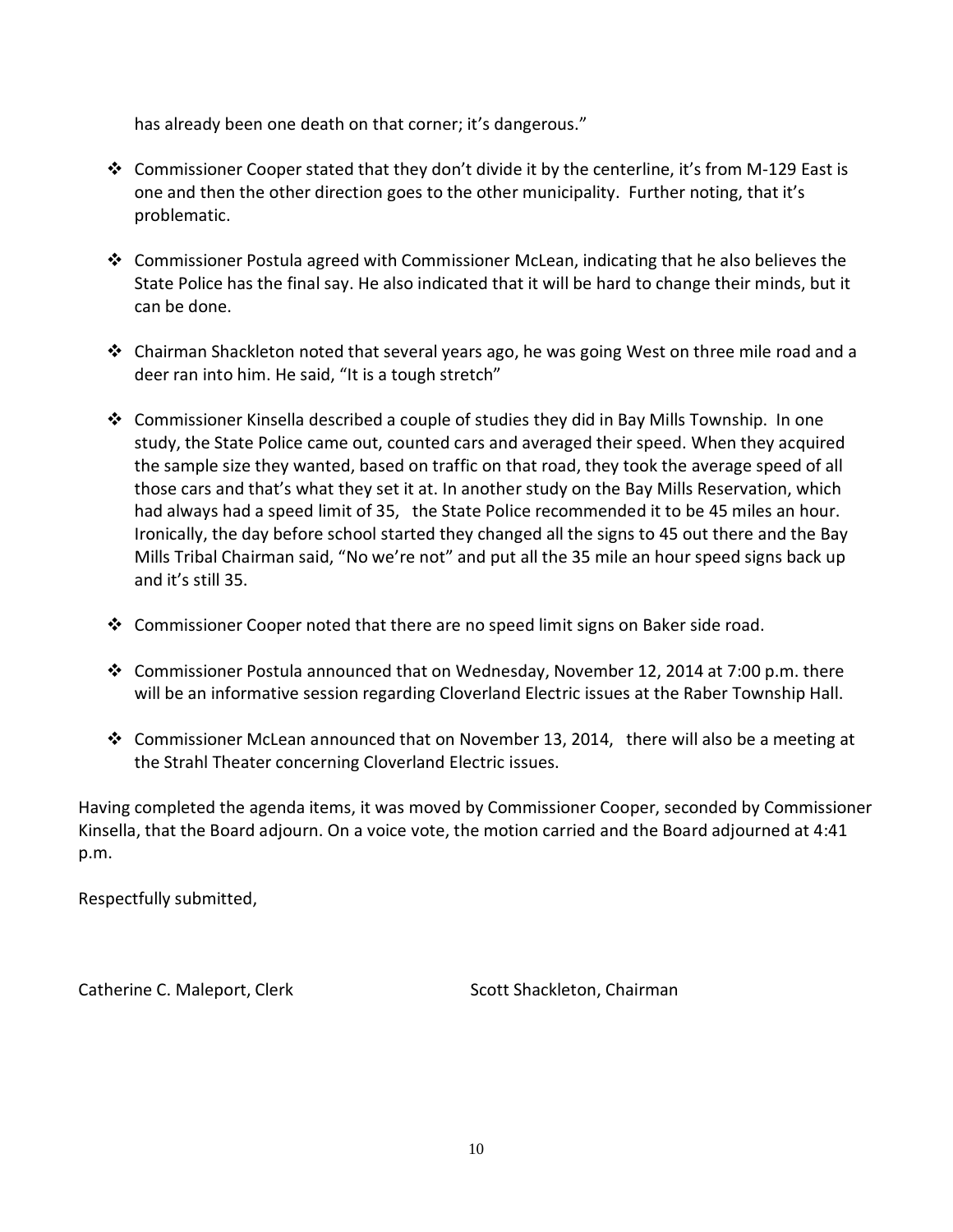has already been one death on that corner; it's dangerous."

- Commissioner Cooper stated that they don't divide it by the centerline, it's from M-129 East is one and then the other direction goes to the other municipality. Further noting, that it's problematic.

- Commissioner Postula agreed with Commissioner McLean, indicating that he also believes the State Police has the final say. He also indicated that it will be hard to change their minds, but it can be done.

- Chairman Shackleton noted that several years ago, he was going West on three mile road and a deer ran into him. He said, "It is a tough stretch"

- Commissioner Kinsella described a couple of studies they did in Bay Mills Township. In one study, the State Police came out, counted cars and averaged their speed. When they acquired the sample size they wanted, based on traffic on that road, they took the average speed of all those cars and that's what they set it at. In another study on the Bay Mills Reservation, which had always had a speed limit of 35, the State Police recommended it to be 45 miles an hour. Ironically, the day before school started they changed all the signs to 45 out there and the Bay Mills Tribal Chairman said, "No we're not" and put all the 35 mile an hour speed signs back up and it's still 35.

- Commissioner Cooper noted that there are no speed limit signs on Baker side road.

- Commissioner Postula announced that on Wednesday, November 12, 2014 at 7:00 p.m. there will be an informative session regarding Cloverland Electric issues at the Raber Township Hall.

- Commissioner McLean announced that on November 13, 2014, there will also be a meeting at the Strahl Theater concerning Cloverland Electric issues.

Having completed the agenda items, it was moved by Commissioner Cooper, seconded by Commissioner Kinsella, that the Board adjourn. On a voice vote, the motion carried and the Board adjourned at 4:41 p.m.

Respectfully submitted,

Catherine C. Maleport, Clerk

Scott Shackleton, Chairman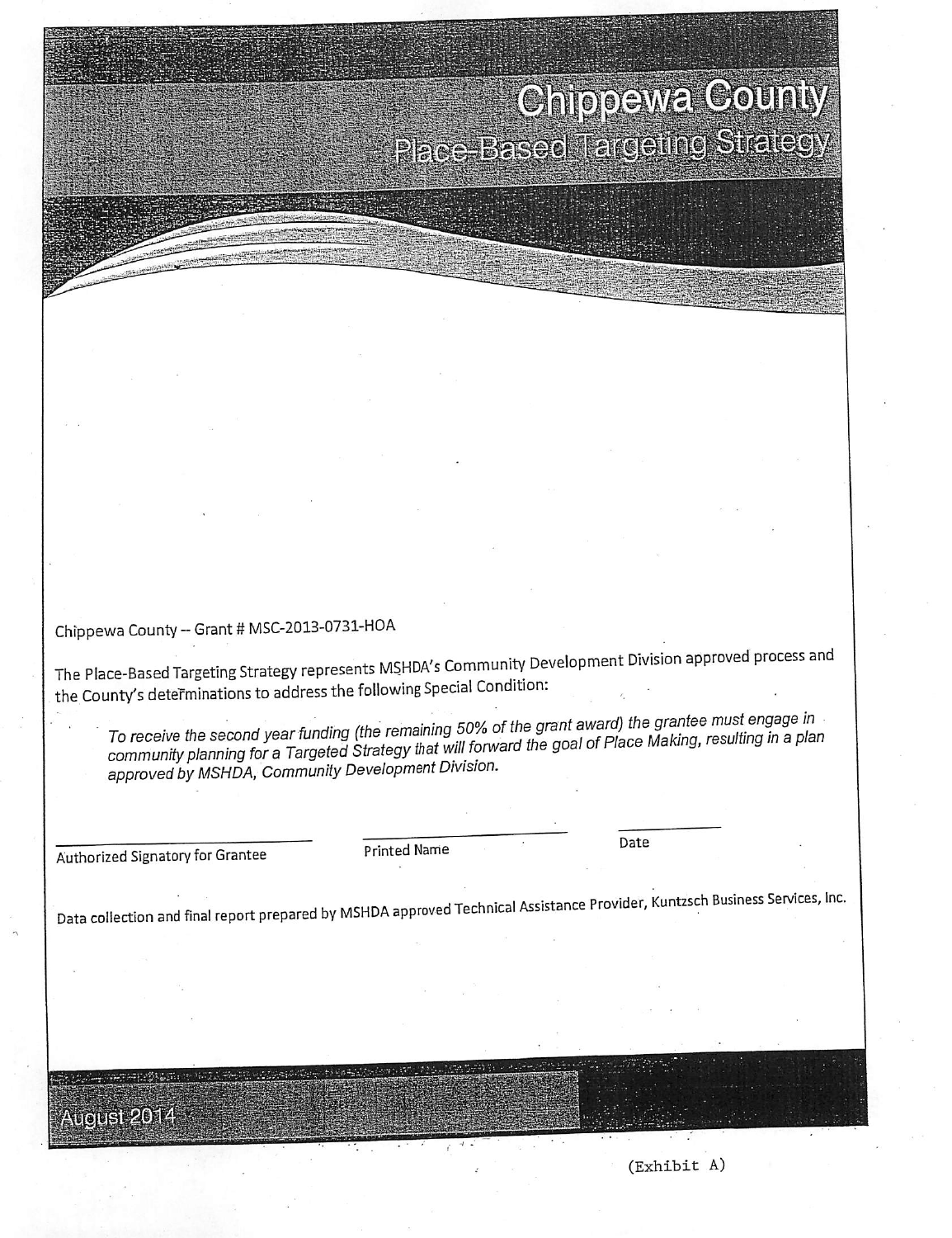# Chippewa County

## Place-Based Targeting Strategy

Chippewa County -- Grant # MSC-2013-0731-HOA

The Place-Based Targeting Strategy represents MSHDA's Community Development Division approved process and the County's determinations to address the following Special Condition:

> *To receive the second year funding (the remaining 50% of the grant award) the grantee must engage in community planning for a Targeted Strategy that will forward the goal of Place Making, resulting in a plan approved by MSHDA, Community Development Division.*

| Authorized Signatory for Grantee | Printed Name | Date |
|---|---|---|

Data collection and final report prepared by MSHDA approved Technical Assistance Provider, Kuntzsch Business Services, Inc.

August 2014

(Exhibit A)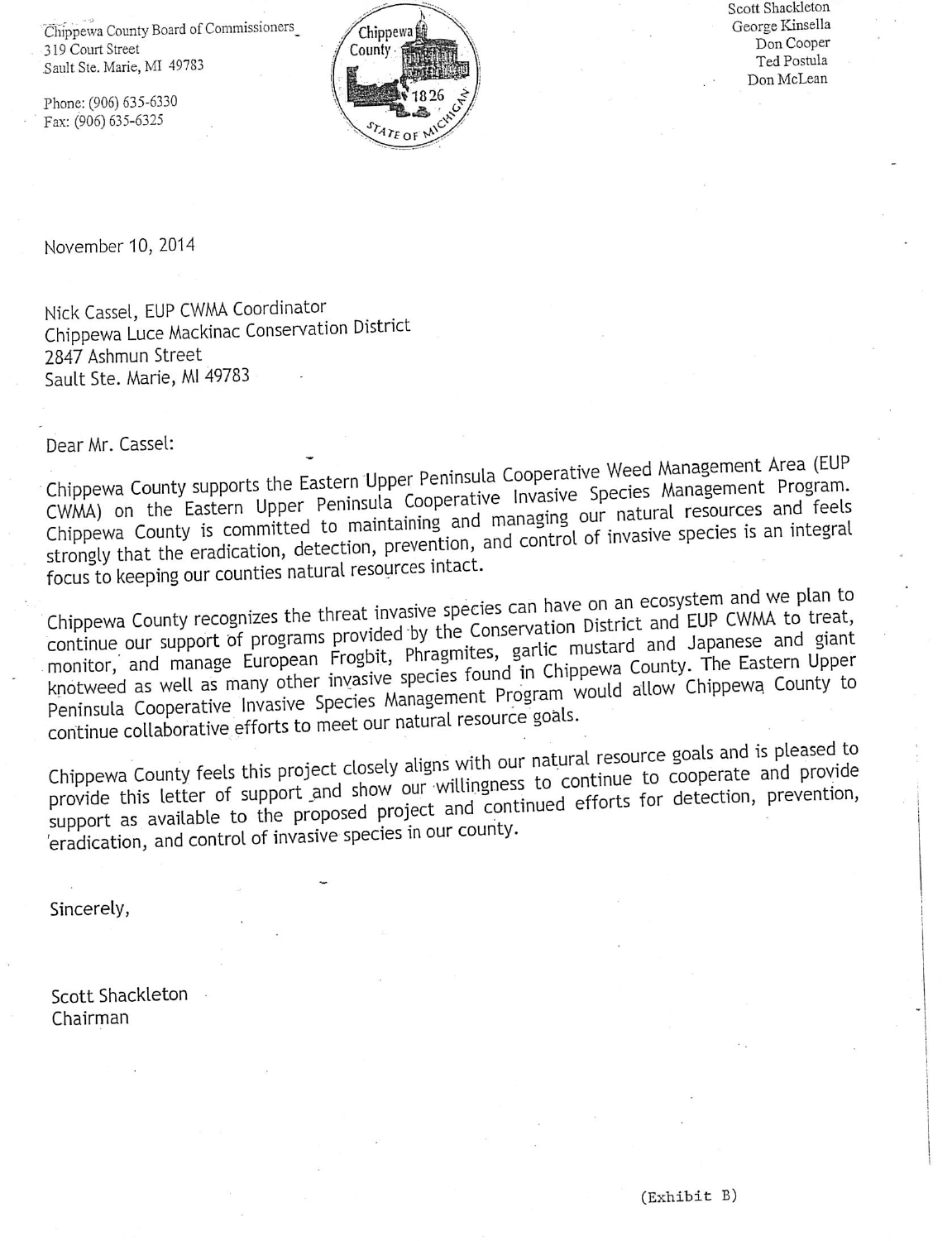Chippewa County Board of Commissioners
319 Court Street
Sault Ste. Marie, MI 49783

Phone: (906) 635-6330
Fax: (906) 635-6325

Scott Shackleton
George Kinsella
Don Cooper
Ted Postula
Don McLean

November 10, 2014

Nick Cassel, EUP CWMA Coordinator
Chippewa Luce Mackinac Conservation District
2847 Ashmun Street
Sault Ste. Marie, MI 49783

Dear Mr. Cassel:

Chippewa County supports the Eastern Upper Peninsula Cooperative Weed Management Area (EUP CWMA) on the Eastern Upper Peninsula Cooperative Invasive Species Management Program. Chippewa County is committed to maintaining and managing our natural resources and feels strongly that the eradication, detection, prevention, and control of invasive species is an integral focus to keeping our counties natural resources intact.

Chippewa County recognizes the threat invasive species can have on an ecosystem and we plan to continue our support of programs provided by the Conservation District and EUP CWMA to treat, monitor, and manage European Frogbit, Phragmites, garlic mustard and Japanese and giant knotweed as well as many other invasive species found in Chippewa County. The Eastern Upper Peninsula Cooperative Invasive Species Management Program would allow Chippewa County to continue collaborative efforts to meet our natural resource goals.

Chippewa County feels this project closely aligns with our natural resource goals and is pleased to provide this letter of support and show our willingness to continue to cooperate and provide support as available to the proposed project and continued efforts for detection, prevention, eradication, and control of invasive species in our county.

Sincerely,

Scott Shackleton
Chairman

(Exhibit B)